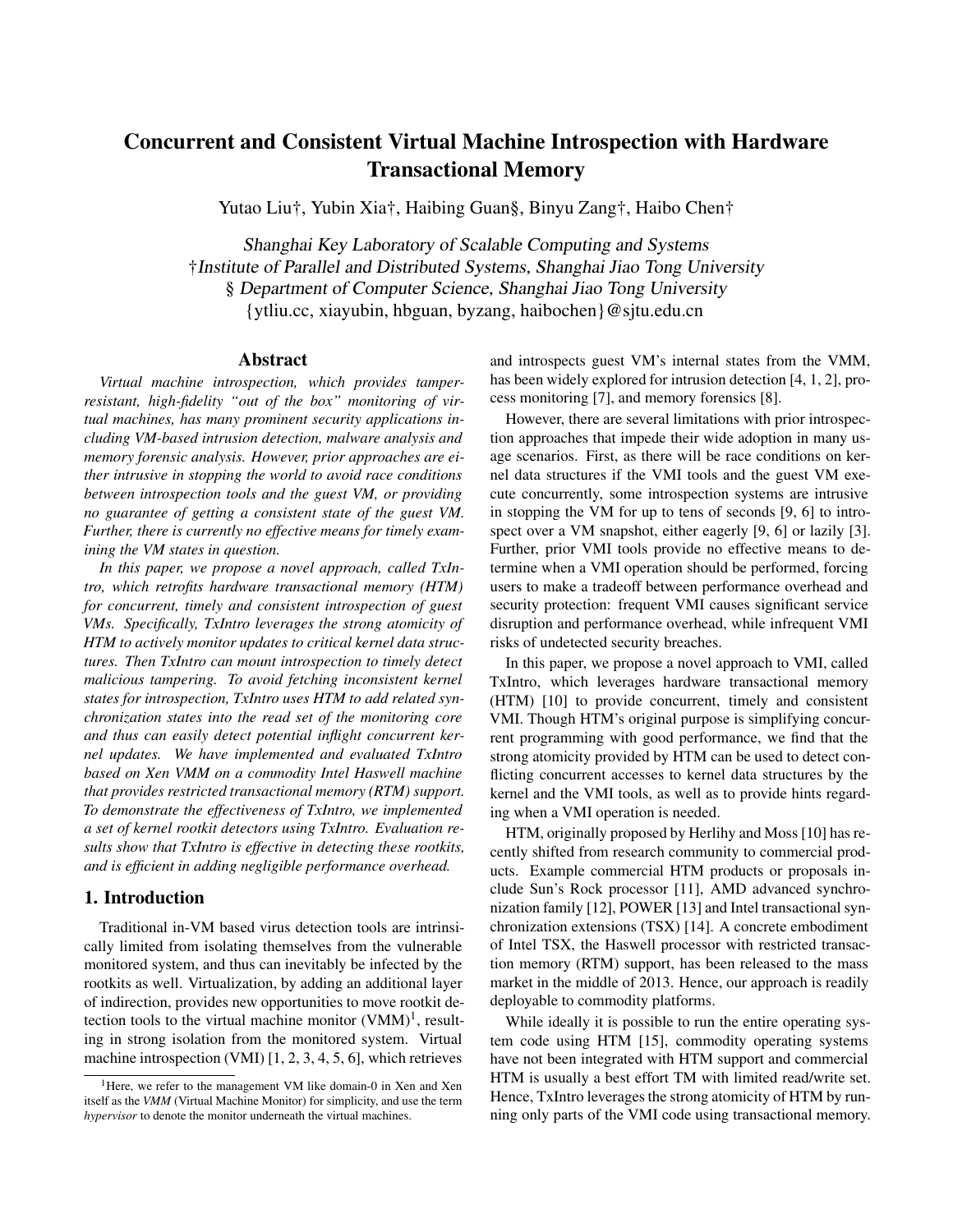# Concurrent and Consistent Virtual Machine Introspection with Hardware Transactional Memory

Yutao Liu†, Yubin Xia†, Haibing Guan§, Binyu Zang†, Haibo Chen†

Shanghai Key Laboratory of Scalable Computing and Systems
†Institute of Parallel and Distributed Systems, Shanghai Jiao Tong University
§ Department of Computer Science, Shanghai Jiao Tong University
{ytliu.cc, xiayubin, hbguan, byzang, haibochen}@sjtu.edu.cn

## Abstract

*Virtual machine introspection, which provides tamper-resistant, high-fidelity "out of the box" monitoring of virtual machines, has many prominent security applications including VM-based intrusion detection, malware analysis and memory forensic analysis. However, prior approaches are either intrusive in stopping the world to avoid race conditions between introspection tools and the guest VM, or providing no guarantee of getting a consistent state of the guest VM. Further, there is currently no effective means for timely examining the VM states in question.*

*In this paper, we propose a novel approach, called TxIntro, which retrofits hardware transactional memory (HTM) for concurrent, timely and consistent introspection of guest VMs. Specifically, TxIntro leverages the strong atomicity of HTM to actively monitor updates to critical kernel data structures. Then TxIntro can mount introspection to timely detect malicious tampering. To avoid fetching inconsistent kernel states for introspection, TxIntro uses HTM to add related synchronization states into the read set of the monitoring core and thus can easily detect potential inflight concurrent kernel updates. We have implemented and evaluated TxIntro based on Xen VMM on a commodity Intel Haswell machine that provides restricted transactional memory (RTM) support. To demonstrate the effectiveness of TxIntro, we implemented a set of kernel rootkit detectors using TxIntro. Evaluation results show that TxIntro is effective in detecting these rootkits, and is efficient in adding negligible performance overhead.*

## 1. Introduction

Traditional in-VM based virus detection tools are intrinsically limited from isolating themselves from the vulnerable monitored system, and thus can inevitably be infected by the rootkits as well. Virtualization, by adding an additional layer of indirection, provides new opportunities to move rootkit detection tools to the virtual machine monitor (VMM)[1], resulting in strong isolation from the monitored system. Virtual machine introspection (VMI) [1, 2, 3, 4, 5, 6], which retrieves and introspects guest VM's internal states from the VMM, has been widely explored for intrusion detection [4, 1, 2], process monitoring [7], and memory forensics [8].

However, there are several limitations with prior introspection approaches that impede their wide adoption in many usage scenarios. First, as there will be race conditions on kernel data structures if the VMI tools and the guest VM execute concurrently, some introspection systems are intrusive in stopping the VM for up to tens of seconds [9, 6] to introspect over a VM snapshot, either eagerly [9, 6] or lazily [3]. Further, prior VMI tools provide no effective means to determine when a VMI operation should be performed, forcing users to make a tradeoff between performance overhead and security protection: frequent VMI causes significant service disruption and performance overhead, while infrequent VMI risks of undetected security breaches.

In this paper, we propose a novel approach to VMI, called TxIntro, which leverages hardware transactional memory (HTM) [10] to provide concurrent, timely and consistent VMI. Though HTM's original purpose is simplifying concurrent programming with good performance, we find that the strong atomicity provided by HTM can be used to detect conflicting concurrent accesses to kernel data structures by the kernel and the VMI tools, as well as to provide hints regarding when a VMI operation is needed.

HTM, originally proposed by Herlihy and Moss [10] has recently shifted from research community to commercial products. Example commercial HTM products or proposals include Sun's Rock processor [11], AMD advanced synchronization family [12], POWER [13] and Intel transactional synchronization extensions (TSX) [14]. A concrete embodiment of Intel TSX, the Haswell processor with restricted transaction memory (RTM) support, has been released to the mass market in the middle of 2013. Hence, our approach is readily deployable to commodity platforms.

While ideally it is possible to run the entire operating system code using HTM [15], commodity operating systems have not been integrated with HTM support and commercial HTM is usually a best effort TM with limited read/write set. Hence, TxIntro leverages the strong atomicity of HTM by running only parts of the VMI code using transactional memory.

[1] Here, we refer to the management VM like domain-0 in Xen and Xen itself as the *VMM* (Virtual Machine Monitor) for simplicity, and use the term *hypervisor* to denote the monitor underneath the virtual machines.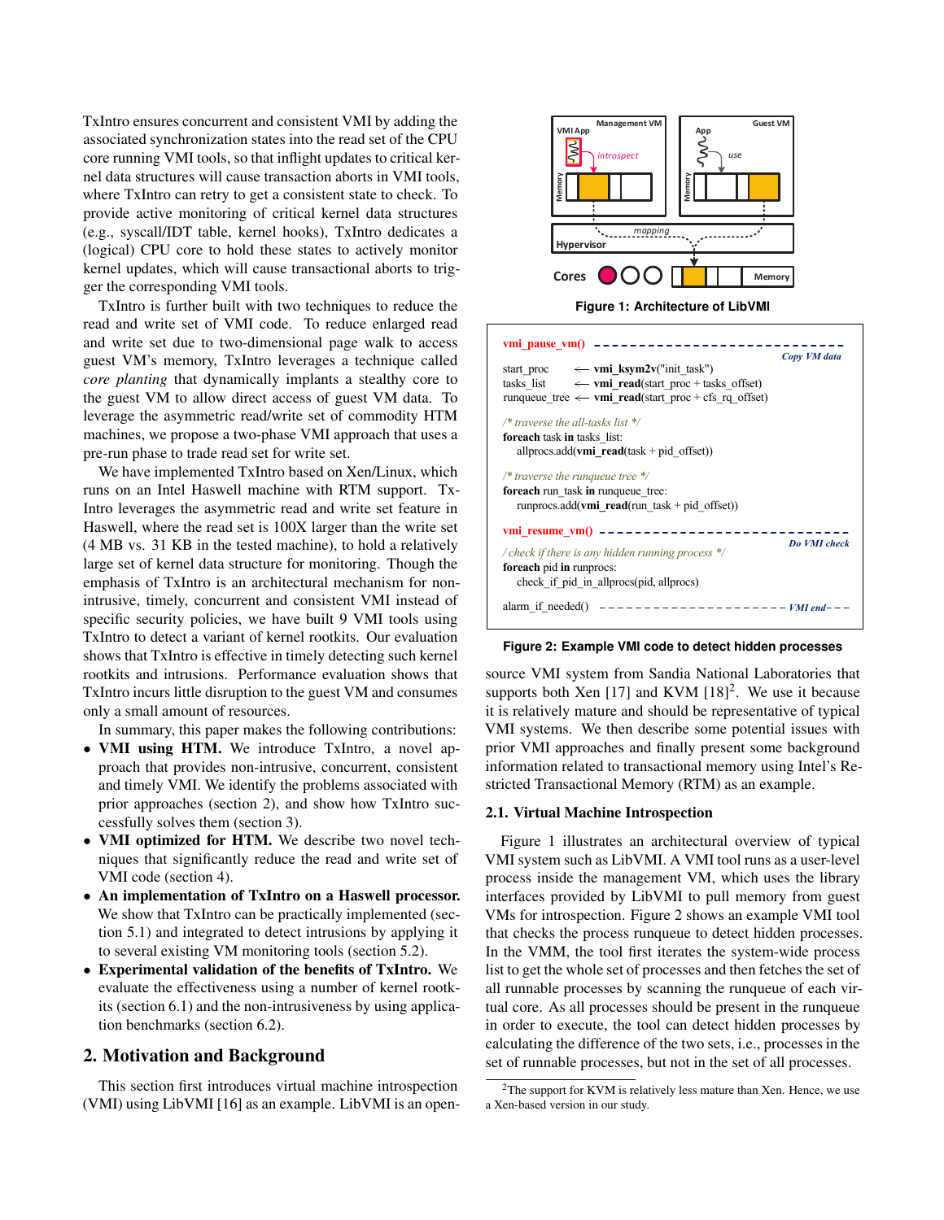TxIntro ensures concurrent and consistent VMI by adding the associated synchronization states into the read set of the CPU core running VMI tools, so that inflight updates to critical kernel data structures will cause transaction aborts in VMI tools, where TxIntro can retry to get a consistent state to check. To provide active monitoring of critical kernel data structures (e.g., syscall/IDT table, kernel hooks), TxIntro dedicates a (logical) CPU core to hold these states to actively monitor kernel updates, which will cause transactional aborts to trigger the corresponding VMI tools.

TxIntro is further built with two techniques to reduce the read and write set of VMI code. To reduce enlarged read and write set due to two-dimensional page walk to access guest VM's memory, TxIntro leverages a technique called *core planting* that dynamically implants a stealthy core to the guest VM to allow direct access of guest VM data. To leverage the asymmetric read/write set of commodity HTM machines, we propose a two-phase VMI approach that uses a pre-run phase to trade read set for write set.

We have implemented TxIntro based on Xen/Linux, which runs on an Intel Haswell machine with RTM support. TxIntro leverages the asymmetric read and write set feature in Haswell, where the read set is 100X larger than the write set (4 MB vs. 31 KB in the tested machine), to hold a relatively large set of kernel data structure for monitoring. Though the emphasis of TxIntro is an architectural mechanism for non-intrusive, timely, concurrent and consistent VMI instead of specific security policies, we have built 9 VMI tools using TxIntro to detect a variant of kernel rootkits. Our evaluation shows that TxIntro is effective in timely detecting such kernel rootkits and intrusions. Performance evaluation shows that TxIntro incurs little disruption to the guest VM and consumes only a small amount of resources.

In summary, this paper makes the following contributions:

- **VMI using HTM.** We introduce TxIntro, a novel approach that provides non-intrusive, concurrent, consistent and timely VMI. We identify the problems associated with prior approaches (section 2), and show how TxIntro successfully solves them (section 3).
- **VMI optimized for HTM.** We describe two novel techniques that significantly reduce the read and write set of VMI code (section 4).
- **An implementation of TxIntro on a Haswell processor.** We show that TxIntro can be practically implemented (section 5.1) and integrated to detect intrusions by applying it to several existing VM monitoring tools (section 5.2).
- **Experimental validation of the benefits of TxIntro.** We evaluate the effectiveness using a number of kernel rootkits (section 6.1) and the non-intrusiveness by using application benchmarks (section 6.2).

## 2. Motivation and Background

This section first introduces virtual machine introspection (VMI) using LibVMI [16] as an example. LibVMI is an open-source VMI system from Sandia National Laboratories that supports both Xen [17] and KVM [18][2]. We use it because it is relatively mature and should be representative of typical VMI systems. We then describe some potential issues with prior VMI approaches and finally present some background information related to transactional memory using Intel's Restricted Transactional Memory (RTM) as an example.

Figure 1: Architecture of LibVMI

```
vmi_pause_vm() - - - - - - - - - - - - - - - - - - - - - - - - - -
                                                      Copy VM data
start_proc    <- vmi_ksym2v("init_task")
tasks_list    <- vmi_read(start_proc + tasks_offset)
runqueue_tree <- vmi_read(start_proc + cfs_rq_offset)

/* traverse the all-tasks list */
foreach task in tasks_list:
    allprocs.add(vmi_read(task + pid_offset))

/* traverse the runqueue tree */
foreach run_task in runqueue_tree:
    runprocs.add(vmi_read(run_task + pid_offset))

vmi_resume_vm() - - - - - - - - - - - - - - - - - - - - - - - - - -
                                                      Do VMI check
/ check if there is any hidden running process */
foreach pid in runprocs:
    check_if_pid_in_allprocs(pid, allprocs)

alarm_if_needed() - - - - - - - - - - - - - - - - - - - - VMI end - - -
```

Figure 2: Example VMI code to detect hidden processes

### 2.1. Virtual Machine Introspection

Figure 1 illustrates an architectural overview of typical VMI system such as LibVMI. A VMI tool runs as a user-level process inside the management VM, which uses the library interfaces provided by LibVMI to pull memory from guest VMs for introspection. Figure 2 shows an example VMI tool that checks the process runqueue to detect hidden processes. In the VMM, the tool first iterates the system-wide process list to get the whole set of processes and then fetches the set of all runnable processes by scanning the runqueue of each virtual core. As all processes should be present in the runqueue in order to execute, the tool can detect hidden processes by calculating the difference of the two sets, i.e., processes in the set of runnable processes, but not in the set of all processes.

[2] The support for KVM is relatively less mature than Xen. Hence, we use a Xen-based version in our study.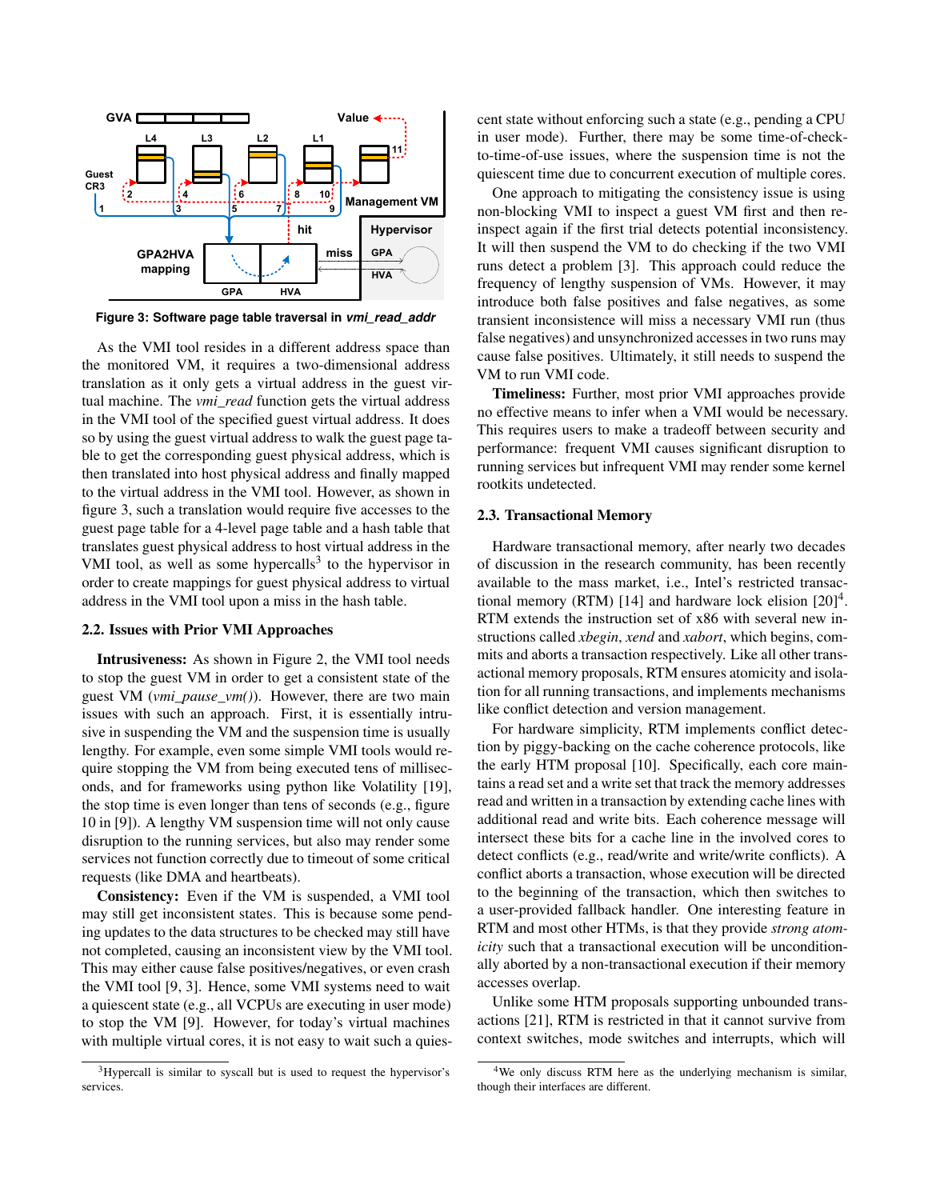Figure 3: Software page table traversal in *vmi_read_addr*

As the VMI tool resides in a different address space than the monitored VM, it requires a two-dimensional address translation as it only gets a virtual address in the guest virtual machine. The *vmi_read* function gets the virtual address in the VMI tool of the specified guest virtual address. It does so by using the guest virtual address to walk the guest page table to get the corresponding guest physical address, which is then translated into host physical address and finally mapped to the virtual address in the VMI tool. However, as shown in figure 3, such a translation would require five accesses to the guest page table for a 4-level page table and a hash table that translates guest physical address to host virtual address in the VMI tool, as well as some hypercalls[3] to the hypervisor in order to create mappings for guest physical address to virtual address in the VMI tool upon a miss in the hash table.

### 2.2. Issues with Prior VMI Approaches

**Intrusiveness:** As shown in Figure 2, the VMI tool needs to stop the guest VM in order to get a consistent state of the guest VM (*vmi_pause_vm()*). However, there are two main issues with such an approach. First, it is essentially intrusive in suspending the VM and the suspension time is usually lengthy. For example, even some simple VMI tools would require stopping the VM from being executed tens of milliseconds, and for frameworks using python like Volatility [19], the stop time is even longer than tens of seconds (e.g., figure 10 in [9]). A lengthy VM suspension time will not only cause disruption to the running services, but also may render some services not function correctly due to timeout of some critical requests (like DMA and heartbeats).

**Consistency:** Even if the VM is suspended, a VMI tool may still get inconsistent states. This is because some pending updates to the data structures to be checked may still have not completed, causing an inconsistent view by the VMI tool. This may either cause false positives/negatives, or even crash the VMI tool [9, 3]. Hence, some VMI systems need to wait a quiescent state (e.g., all VCPUs are executing in user mode) to stop the VM [9]. However, for today's virtual machines with multiple virtual cores, it is not easy to wait such a quiescent state without enforcing such a state (e.g., pending a CPU in user mode). Further, there may be some time-of-check-to-time-of-use issues, where the suspension time is not the quiescent time due to concurrent execution of multiple cores.

One approach to mitigating the consistency issue is using non-blocking VMI to inspect a guest VM first and then re-inspect again if the first trial detects potential inconsistency. It will then suspend the VM to do checking if the two VMI runs detect a problem [3]. This approach could reduce the frequency of lengthy suspension of VMs. However, it may introduce both false positives and false negatives, as some transient inconsistence will miss a necessary VMI run (thus false negatives) and unsynchronized accesses in two runs may cause false positives. Ultimately, it still needs to suspend the VM to run VMI code.

**Timeliness:** Further, most prior VMI approaches provide no effective means to infer when a VMI would be necessary. This requires users to make a tradeoff between security and performance: frequent VMI causes significant disruption to running services but infrequent VMI may render some kernel rootkits undetected.

### 2.3. Transactional Memory

Hardware transactional memory, after nearly two decades of discussion in the research community, has been recently available to the mass market, i.e., Intel's restricted transactional memory (RTM) [14] and hardware lock elision [20][4]. RTM extends the instruction set of x86 with several new instructions called *xbegin*, *xend* and *xabort*, which begins, commits and aborts a transaction respectively. Like all other transactional memory proposals, RTM ensures atomicity and isolation for all running transactions, and implements mechanisms like conflict detection and version management.

For hardware simplicity, RTM implements conflict detection by piggy-backing on the cache coherence protocols, like the early HTM proposal [10]. Specifically, each core maintains a read set and a write set that track the memory addresses read and written in a transaction by extending cache lines with additional read and write bits. Each coherence message will intersect these bits for a cache line in the involved cores to detect conflicts (e.g., read/write and write/write conflicts). A conflict aborts a transaction, whose execution will be directed to the beginning of the transaction, which then switches to a user-provided fallback handler. One interesting feature in RTM and most other HTMs, is that they provide *strong atomicity* such that a transactional execution will be unconditionally aborted by a non-transactional execution if their memory accesses overlap.

Unlike some HTM proposals supporting unbounded transactions [21], RTM is restricted in that it cannot survive from context switches, mode switches and interrupts, which will

[3] Hypercall is similar to syscall but is used to request the hypervisor's services.

[4] We only discuss RTM here as the underlying mechanism is similar, though their interfaces are different.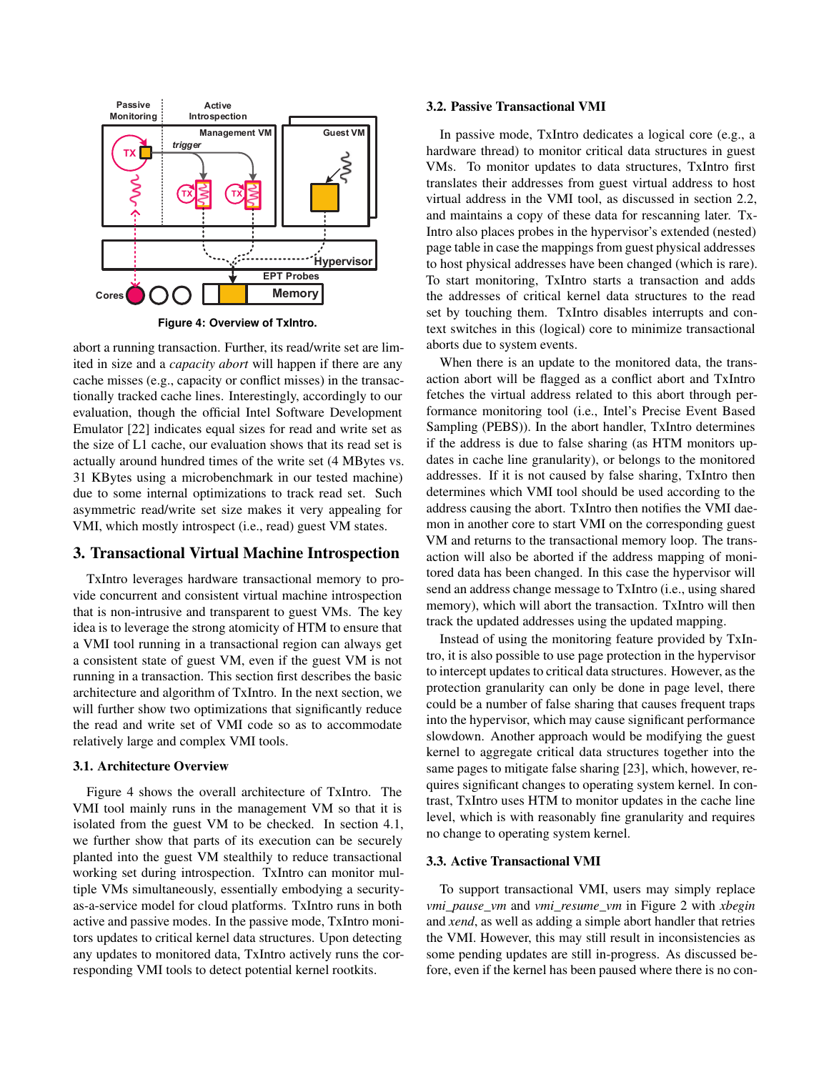Figure 4: Overview of TxIntro.

abort a running transaction. Further, its read/write set are limited in size and a *capacity abort* will happen if there are any cache misses (e.g., capacity or conflict misses) in the transactionally tracked cache lines. Interestingly, accordingly to our evaluation, though the official Intel Software Development Emulator [22] indicates equal sizes for read and write set as the size of L1 cache, our evaluation shows that its read set is actually around hundred times of the write set (4 MBytes vs. 31 KBytes using a microbenchmark in our tested machine) due to some internal optimizations to track read set. Such asymmetric read/write set size makes it very appealing for VMI, which mostly introspect (i.e., read) guest VM states.

## 3. Transactional Virtual Machine Introspection

TxIntro leverages hardware transactional memory to provide concurrent and consistent virtual machine introspection that is non-intrusive and transparent to guest VMs. The key idea is to leverage the strong atomicity of HTM to ensure that a VMI tool running in a transactional region can always get a consistent state of guest VM, even if the guest VM is not running in a transaction. This section first describes the basic architecture and algorithm of TxIntro. In the next section, we will further show two optimizations that significantly reduce the read and write set of VMI code so as to accommodate relatively large and complex VMI tools.

### 3.1. Architecture Overview

Figure 4 shows the overall architecture of TxIntro. The VMI tool mainly runs in the management VM so that it is isolated from the guest VM to be checked. In section 4.1, we further show that parts of its execution can be securely planted into the guest VM stealthily to reduce transactional working set during introspection. TxIntro can monitor multiple VMs simultaneously, essentially embodying a security-as-a-service model for cloud platforms. TxIntro runs in both active and passive modes. In the passive mode, TxIntro monitors updates to critical kernel data structures. Upon detecting any updates to monitored data, TxIntro actively runs the corresponding VMI tools to detect potential kernel rootkits.

### 3.2. Passive Transactional VMI

In passive mode, TxIntro dedicates a logical core (e.g., a hardware thread) to monitor critical data structures in guest VMs. To monitor updates to data structures, TxIntro first translates their addresses from guest virtual address to host virtual address in the VMI tool, as discussed in section 2.2, and maintains a copy of these data for rescanning later. TxIntro also places probes in the hypervisor's extended (nested) page table in case the mappings from guest physical addresses to host physical addresses have been changed (which is rare). To start monitoring, TxIntro starts a transaction and adds the addresses of critical kernel data structures to the read set by touching them. TxIntro disables interrupts and context switches in this (logical) core to minimize transactional aborts due to system events.

When there is an update to the monitored data, the transaction abort will be flagged as a conflict abort and TxIntro fetches the virtual address related to this abort through performance monitoring tool (i.e., Intel's Precise Event Based Sampling (PEBS)). In the abort handler, TxIntro determines if the address is due to false sharing (as HTM monitors updates in cache line granularity), or belongs to the monitored addresses. If it is not caused by false sharing, TxIntro then determines which VMI tool should be used according to the address causing the abort. TxIntro then notifies the VMI daemon in another core to start VMI on the corresponding guest VM and returns to the transactional memory loop. The transaction will also be aborted if the address mapping of monitored data has been changed. In this case the hypervisor will send an address change message to TxIntro (i.e., using shared memory), which will abort the transaction. TxIntro will then track the updated addresses using the updated mapping.

Instead of using the monitoring feature provided by TxIntro, it is also possible to use page protection in the hypervisor to intercept updates to critical data structures. However, as the protection granularity can only be done in page level, there could be a number of false sharing that causes frequent traps into the hypervisor, which may cause significant performance slowdown. Another approach would be modifying the guest kernel to aggregate critical data structures together into the same pages to mitigate false sharing [23], which, however, requires significant changes to operating system kernel. In contrast, TxIntro uses HTM to monitor updates in the cache line level, which is with reasonably fine granularity and requires no change to operating system kernel.

### 3.3. Active Transactional VMI

To support transactional VMI, users may simply replace *vmi_pause_vm* and *vmi_resume_vm* in Figure 2 with *xbegin* and *xend*, as well as adding a simple abort handler that retries the VMI. However, this may still result in inconsistencies as some pending updates are still in-progress. As discussed before, even if the kernel has been paused where there is no con-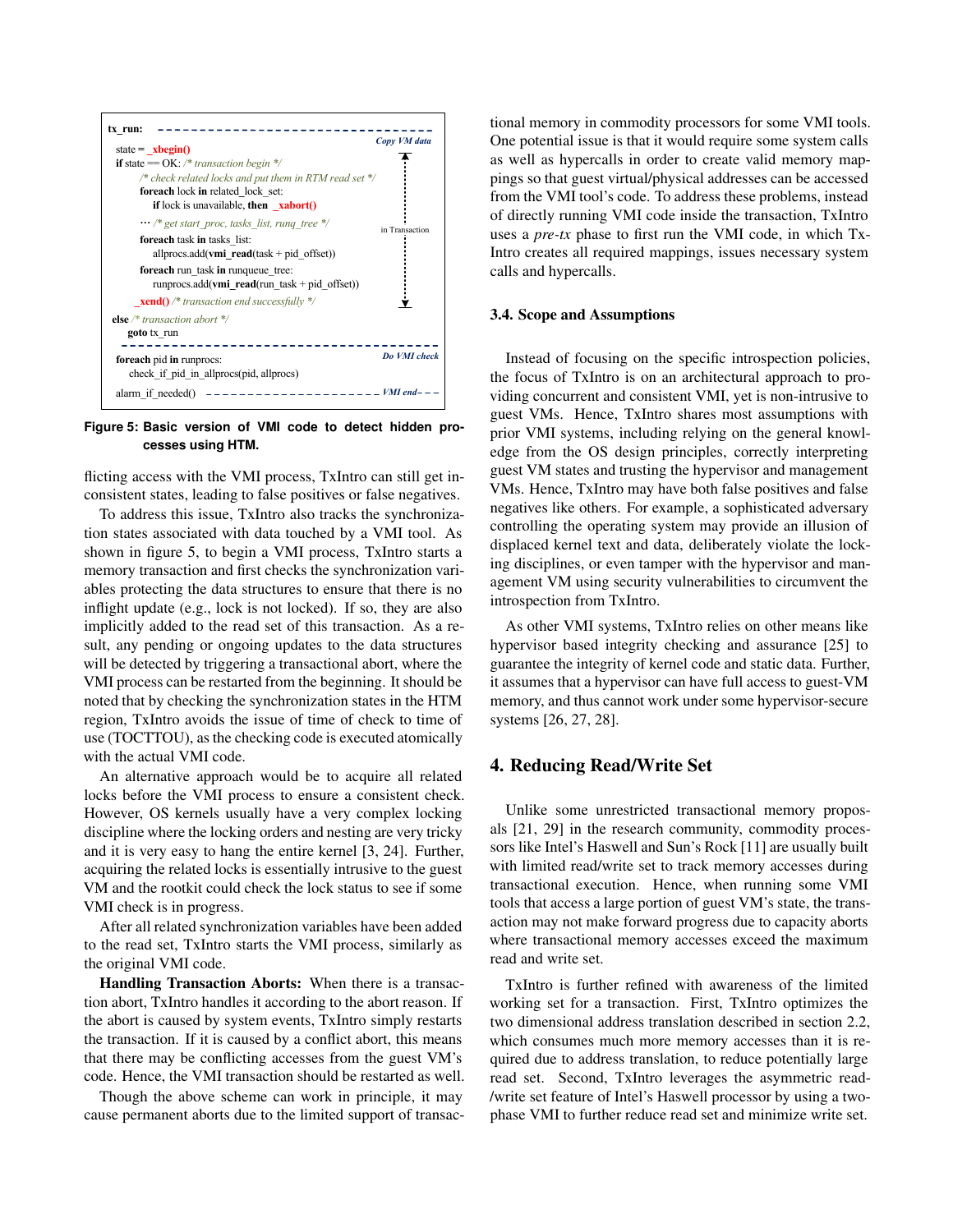```
tx_run:                                                    Copy VMI data
  state = _xbegin()
  if state == OK: /* transaction begin */
      /* check related locks and put them in RTM read set */
      foreach lock in related_lock_set:
          if lock is unavailable, then _xabort()
      ... /* get start_proc, tasks_list, runq_tree */                in Transaction
      foreach task in tasks_list:
          allprocs.add(vmi_read(task + pid_offset))
      foreach run_task in runqueue_tree:
          runprocs.add(vmi_read(run_task + pid_offset))
      _xend() /* transaction end successfully */
  else /* transaction abort */
    goto tx_run
                                                           Do VMI check
  foreach pid in runprocs:
    check_if_pid_in_allprocs(pid, allprocs)

  alarm_if_needed()                                        VMI end
```

**Figure 5: Basic version of VMI code to detect hidden processes using HTM.**

flicting access with the VMI process, TxIntro can still get inconsistent states, leading to false positives or false negatives.

To address this issue, TxIntro also tracks the synchronization states associated with data touched by a VMI tool. As shown in figure 5, to begin a VMI process, TxIntro starts a memory transaction and first checks the synchronization variables protecting the data structures to ensure that there is no inflight update (e.g., lock is not locked). If so, they are also implicitly added to the read set of this transaction. As a result, any pending or ongoing updates to the data structures will be detected by triggering a transactional abort, where the VMI process can be restarted from the beginning. It should be noted that by checking the synchronization states in the HTM region, TxIntro avoids the issue of time of check to time of use (TOCTTOU), as the checking code is executed atomically with the actual VMI code.

An alternative approach would be to acquire all related locks before the VMI process to ensure a consistent check. However, OS kernels usually have a very complex locking discipline where the locking orders and nesting are very tricky and it is very easy to hang the entire kernel [3, 24]. Further, acquiring the related locks is essentially intrusive to the guest VM and the rootkit could check the lock status to see if some VMI check is in progress.

After all related synchronization variables have been added to the read set, TxIntro starts the VMI process, similarly as the original VMI code.

**Handling Transaction Aborts:** When there is a transaction abort, TxIntro handles it according to the abort reason. If the abort is caused by system events, TxIntro simply restarts the transaction. If it is caused by a conflict abort, this means that there may be conflicting accesses from the guest VM's code. Hence, the VMI transaction should be restarted as well.

Though the above scheme can work in principle, it may cause permanent aborts due to the limited support of transactional memory in commodity processors for some VMI tools. One potential issue is that it would require some system calls as well as hypercalls in order to create valid memory mappings so that guest virtual/physical addresses can be accessed from the VMI tool's code. To address these problems, instead of directly running VMI code inside the transaction, TxIntro uses a *pre-tx* phase to first run the VMI code, in which TxIntro creates all required mappings, issues necessary system calls and hypercalls.

### 3.4. Scope and Assumptions

Instead of focusing on the specific introspection policies, the focus of TxIntro is on an architectural approach to providing concurrent and consistent VMI, yet is non-intrusive to guest VMs. Hence, TxIntro shares most assumptions with prior VMI systems, including relying on the general knowledge from the OS design principles, correctly interpreting guest VM states and trusting the hypervisor and management VMs. Hence, TxIntro may have both false positives and false negatives like others. For example, a sophisticated adversary controlling the operating system may provide an illusion of displaced kernel text and data, deliberately violate the locking disciplines, or even tamper with the hypervisor and management VM using security vulnerabilities to circumvent the introspection from TxIntro.

As other VMI systems, TxIntro relies on other means like hypervisor based integrity checking and assurance [25] to guarantee the integrity of kernel code and static data. Further, it assumes that a hypervisor can have full access to guest-VM memory, and thus cannot work under some hypervisor-secure systems [26, 27, 28].

## 4. Reducing Read/Write Set

Unlike some unrestricted transactional memory proposals [21, 29] in the research community, commodity processors like Intel's Haswell and Sun's Rock [11] are usually built with limited read/write set to track memory accesses during transactional execution. Hence, when running some VMI tools that access a large portion of guest VM's state, the transaction may not make forward progress due to capacity aborts where transactional memory accesses exceed the maximum read and write set.

TxIntro is further refined with awareness of the limited working set for a transaction. First, TxIntro optimizes the two dimensional address translation described in section 2.2, which consumes much more memory accesses than it is required due to address translation, to reduce potentially large read set. Second, TxIntro leverages the asymmetric read-/write set feature of Intel's Haswell processor by using a two-phase VMI to further reduce read set and minimize write set.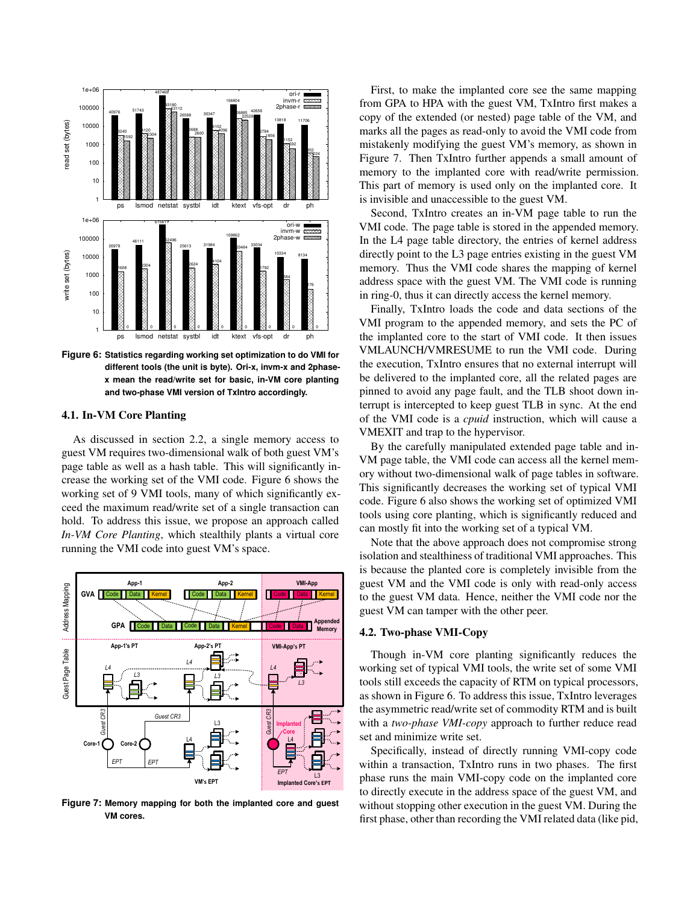Figure 6: Statistics regarding working set optimization to do VMI for different tools (the unit is byte). Ori-x, invm-x and 2phase-x mean the read/write set for basic, in-VM core planting and two-phase VMI version of TxIntro accordingly.

### 4.1. In-VM Core Planting

As discussed in section 2.2, a single memory access to guest VM requires two-dimensional walk of both guest VM's page table as well as a hash table. This will significantly increase the working set of the VMI code. Figure 6 shows the working set of 9 VMI tools, many of which significantly exceed the maximum read/write set of a single transaction can hold. To address this issue, we propose an approach called *In-VM Core Planting*, which stealthily plants a virtual core running the VMI code into guest VM's space.

Figure 7: Memory mapping for both the implanted core and guest VM cores.

First, to make the implanted core see the same mapping from GPA to HPA with the guest VM, TxIntro first makes a copy of the extended (or nested) page table of the VM, and marks all the pages as read-only to avoid the VMI code from mistakenly modifying the guest VM's memory, as shown in Figure 7. Then TxIntro further appends a small amount of memory to the implanted core with read/write permission. This part of memory is used only on the implanted core. It is invisible and unaccessible to the guest VM.

Second, TxIntro creates an in-VM page table to run the VMI code. The page table is stored in the appended memory. In the L4 page table directory, the entries of kernel address directly point to the L3 page entries existing in the guest VM memory. Thus the VMI code shares the mapping of kernel address space with the guest VM. The VMI code is running in ring-0, thus it can directly access the kernel memory.

Finally, TxIntro loads the code and data sections of the VMI program to the appended memory, and sets the PC of the implanted core to the start of VMI code. It then issues VMLAUNCH/VMRESUME to run the VMI code. During the execution, TxIntro ensures that no external interrupt will be delivered to the implanted core, all the related pages are pinned to avoid any page fault, and the TLB shoot down interrupt is intercepted to keep guest TLB in sync. At the end of the VMI code is a *cpuid* instruction, which will cause a VMEXIT and trap to the hypervisor.

By the carefully manipulated extended page table and in-VM page table, the VMI code can access all the kernel memory without two-dimensional walk of page tables in software. This significantly decreases the working set of typical VMI code. Figure 6 also shows the working set of optimized VMI tools using core planting, which is significantly reduced and can mostly fit into the working set of a typical VM.

Note that the above approach does not compromise strong isolation and stealthiness of traditional VMI approaches. This is because the planted core is completely invisible from the guest VM and the VMI code is only with read-only access to the guest VM data. Hence, neither the VMI code nor the guest VM can tamper with the other peer.

### 4.2. Two-phase VMI-Copy

Though in-VM core planting significantly reduces the working set of typical VMI tools, the write set of some VMI tools still exceeds the capacity of RTM on typical processors, as shown in Figure 6. To address this issue, TxIntro leverages the asymmetric read/write set of commodity RTM and is built with a *two-phase VMI-copy* approach to further reduce read set and minimize write set.

Specifically, instead of directly running VMI-copy code within a transaction, TxIntro runs in two phases. The first phase runs the main VMI-copy code on the implanted core to directly execute in the address space of the guest VM, and without stopping other execution in the guest VM. During the first phase, other than recording the VMI related data (like pid,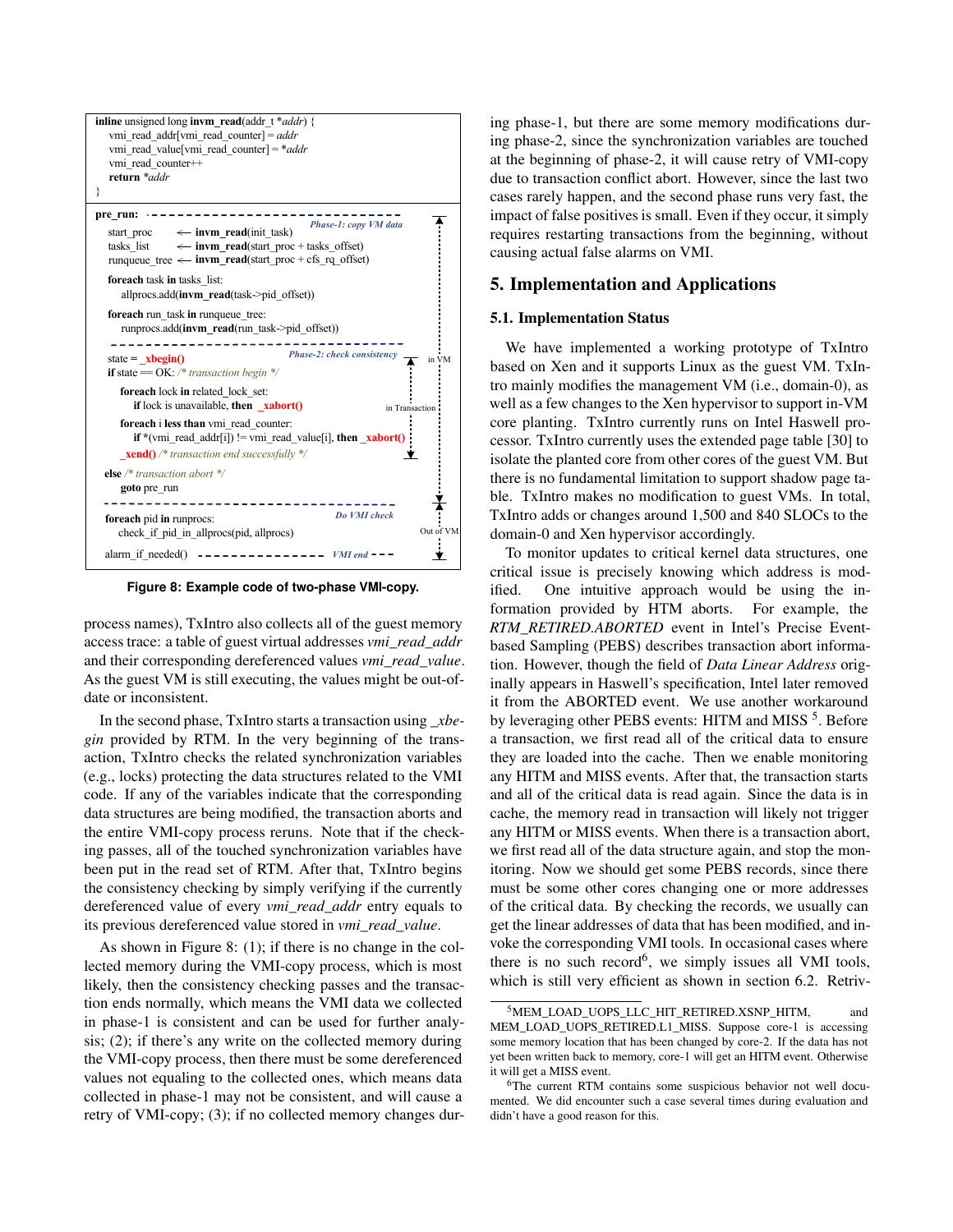```
inline unsigned long invm_read(addr_t *addr) {
    vmi_read_addr[vmi_read_counter] = addr
    vmi_read_value[vmi_read_counter] = *addr
    vmi_read_counter++
    return *addr
}

pre_run:  --------------------------------  Phase-1: copy VM data
    start_proc     <- invm_read(init_task)
    tasks_list     <- invm_read(start_proc + tasks_offset)
    runqueue_tree  <- invm_read(start_proc + cfs_rq_offset)

    foreach task in tasks_list:
        allprocs.add(invm_read(task->pid_offset))

    foreach run_task in runqueue_tree:
        runprocs.add(invm_read(run_task->pid_offset))
    --------------------------------  Phase-2: check consistency
    state = _xbegin()
    if state == OK: /* transaction begin */
        foreach lock in related_lock_set:
            if lock is unavailable, then _xabort()
        foreach i less than vmi_read_counter:
            if *(vmi_read_addr[i]) != vmi_read_value[i], then _xabort()
        _xend() /* transaction end successfully */
    else /* transaction abort */
        goto pre_run
    --------------------------------  Do VMI check
    foreach pid in runprocs:
        check_if_pid_in_allprocs(pid, allprocs)

    alarm_if_needed()  ---------------  VMI end ---
```

(Annotations: "in VM" spans Phase-1 and Phase-2; "in Transaction" spans from _xbegin() to _xend(); "Out of VM" spans the VMI check.)

**Figure 8: Example code of two-phase VMI-copy.**

process names), TxIntro also collects all of the guest memory access trace: a table of guest virtual addresses *vmi_read_addr* and their corresponding dereferenced values *vmi_read_value*. As the guest VM is still executing, the values might be out-of-date or inconsistent.

In the second phase, TxIntro starts a transaction using *_xbegin* provided by RTM. In the very beginning of the transaction, TxIntro checks the related synchronization variables (e.g., locks) protecting the data structures related to the VMI code. If any of the variables indicate that the corresponding data structures are being modified, the transaction aborts and the entire VMI-copy process reruns. Note that if the checking passes, all of the touched synchronization variables have been put in the read set of RTM. After that, TxIntro begins the consistency checking by simply verifying if the currently dereferenced value of every *vmi_read_addr* entry equals to its previous dereferenced value stored in *vmi_read_value*.

As shown in Figure 8: (1); if there is no change in the collected memory during the VMI-copy process, which is most likely, then the consistency checking passes and the transaction ends normally, which means the VMI data we collected in phase-1 is consistent and can be used for further analysis; (2); if there's any write on the collected memory during the VMI-copy process, then there must be some dereferenced values not equaling to the collected ones, which means data collected in phase-1 may not be consistent, and will cause a retry of VMI-copy; (3); if no collected memory changes during phase-1, but there are some memory modifications during phase-2, since the synchronization variables are touched at the beginning of phase-2, it will cause retry of VMI-copy due to transaction conflict abort. However, since the last two cases rarely happen, and the second phase runs very fast, the impact of false positives is small. Even if they occur, it simply requires restarting transactions from the beginning, without causing actual false alarms on VMI.

## 5. Implementation and Applications

### 5.1. Implementation Status

We have implemented a working prototype of TxIntro based on Xen and it supports Linux as the guest VM. TxIntro mainly modifies the management VM (i.e., domain-0), as well as a few changes to the Xen hypervisor to support in-VM core planting. TxIntro currently runs on Intel Haswell processor. TxIntro currently uses the extended page table [30] to isolate the planted core from other cores of the guest VM. But there is no fundamental limitation to support shadow page table. TxIntro makes no modification to guest VMs. In total, TxIntro adds or changes around 1,500 and 840 SLOCs to the domain-0 and Xen hypervisor accordingly.

To monitor updates to critical kernel data structures, one critical issue is precisely knowing which address is modified. One intuitive approach would be using the information provided by HTM aborts. For example, the *RTM_RETIRED.ABORTED* event in Intel's Precise Event-based Sampling (PEBS) describes transaction abort information. However, though the field of *Data Linear Address* originally appears in Haswell's specification, Intel later removed it from the ABORTED event. We use another workaround by leveraging other PEBS events: HITM and MISS [5]. Before a transaction, we first read all of the critical data to ensure they are loaded into the cache. Then we enable monitoring any HITM and MISS events. After that, the transaction starts and all of the critical data is read again. Since the data is in cache, the memory read in transaction will likely not trigger any HITM or MISS events. When there is a transaction abort, we first read all of the data structure again, and stop the monitoring. Now we should get some PEBS records, since there must be some other cores changing one or more addresses of the critical data. By checking the records, we usually can get the linear addresses of data that has been modified, and invoke the corresponding VMI tools. In occasional cases where there is no such record[6], we simply issues all VMI tools, which is still very efficient as shown in section 6.2. Retriv-

[5] MEM_LOAD_UOPS_LLC_HIT_RETIRED.XSNP_HITM, and MEM_LOAD_UOPS_RETIRED.L1_MISS. Suppose core-1 is accessing some memory location that has been changed by core-2. If the data has not yet been written back to memory, core-1 will get an HITM event. Otherwise it will get a MISS event.

[6] The current RTM contains some suspicious behavior not well documented. We did encounter such a case several times during evaluation and didn't have a good reason for this.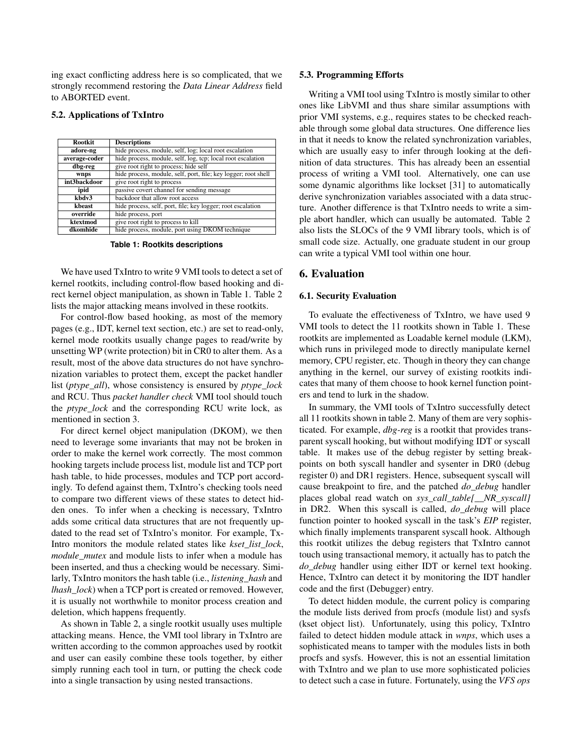ing exact conflicting address here is so complicated, that we strongly recommend restoring the *Data Linear Address* field to ABORTED event.

### 5.2. Applications of TxIntro

| Rootkit | Descriptions |
|---|---|
| adore-ng | hide process, module, self, log; local root escalation |
| average-coder | hide process, module, self, log, tcp; local root escalation |
| dbg-reg | give root right to process; hide self |
| wnps | hide process, module, self, port, file; key logger; root shell |
| int3backdoor | give root right to process |
| ipid | passive covert channel for sending message |
| kbdv3 | backdoor that allow root access |
| kbeast | hide process, self, port, file; key logger; root escalation |
| override | hide process, port |
| ktextmod | give root right to process to kill |
| dkomhide | hide process, module, port using DKOM technique |

**Table 1: Rootkits descriptions**

We have used TxIntro to write 9 VMI tools to detect a set of kernel rootkits, including control-flow based hooking and direct kernel object manipulation, as shown in Table 1. Table 2 lists the major attacking means involved in these rootkits.

For control-flow based hooking, as most of the memory pages (e.g., IDT, kernel text section, etc.) are set to read-only, kernel mode rootkits usually change pages to read/write by unsetting WP (write protection) bit in CR0 to alter them. As a result, most of the above data structures do not have synchronization variables to protect them, except the packet handler list (*ptype_all*), whose consistency is ensured by *ptype_lock* and RCU. Thus *packet handler check* VMI tool should touch the *ptype_lock* and the corresponding RCU write lock, as mentioned in section 3.

For direct kernel object manipulation (DKOM), we then need to leverage some invariants that may not be broken in order to make the kernel work correctly. The most common hooking targets include process list, module list and TCP port hash table, to hide processes, modules and TCP port accordingly. To defend against them, TxIntro's checking tools need to compare two different views of these states to detect hidden ones. To infer when a checking is necessary, TxIntro adds some critical data structures that are not frequently updated to the read set of TxIntro's monitor. For example, TxIntro monitors the module related states like *kset_list_lock*, *module_mutex* and module lists to infer when a module has been inserted, and thus a checking would be necessary. Similarly, TxIntro monitors the hash table (i.e., *listening_hash* and *lhash_lock*) when a TCP port is created or removed. However, it is usually not worthwhile to monitor process creation and deletion, which happens frequently.

As shown in Table 2, a single rootkit usually uses multiple attacking means. Hence, the VMI tool library in TxIntro are written according to the common approaches used by rootkit and user can easily combine these tools together, by either simply running each tool in turn, or putting the check code into a single transaction by using nested transactions.

### 5.3. Programming Efforts

Writing a VMI tool using TxIntro is mostly similar to other ones like LibVMI and thus share similar assumptions with prior VMI systems, e.g., requires states to be checked reachable through some global data structures. One difference lies in that it needs to know the related synchronization variables, which are usually easy to infer through looking at the definition of data structures. This has already been an essential process of writing a VMI tool. Alternatively, one can use some dynamic algorithms like lockset [31] to automatically derive synchronization variables associated with a data structure. Another difference is that TxIntro needs to write a simple abort handler, which can usually be automated. Table 2 also lists the SLOCs of the 9 VMI library tools, which is of small code size. Actually, one graduate student in our group can write a typical VMI tool within one hour.

## 6. Evaluation

### 6.1. Security Evaluation

To evaluate the effectiveness of TxIntro, we have used 9 VMI tools to detect the 11 rootkits shown in Table 1. These rootkits are implemented as Loadable kernel module (LKM), which runs in privileged mode to directly manipulate kernel memory, CPU register, etc. Though in theory they can change anything in the kernel, our survey of existing rootkits indicates that many of them choose to hook kernel function pointers and tend to lurk in the shadow.

In summary, the VMI tools of TxIntro successfully detect all 11 rootkits shown in table 2. Many of them are very sophisticated. For example, *dbg-reg* is a rootkit that provides transparent syscall hooking, but without modifying IDT or syscall table. It makes use of the debug register by setting breakpoints on both syscall handler and sysenter in DR0 (debug register 0) and DR1 registers. Hence, subsequent syscall will cause breakpoint to fire, and the patched *do_debug* handler places global read watch on *sys_call_table[__NR_syscall]* in DR2. When this syscall is called, *do_debug* will place function pointer to hooked syscall in the task's *EIP* register, which finally implements transparent syscall hook. Although this rootkit utilizes the debug registers that TxIntro cannot touch using transactional memory, it actually has to patch the *do_debug* handler using either IDT or kernel text hooking. Hence, TxIntro can detect it by monitoring the IDT handler code and the first (Debugger) entry.

To detect hidden module, the current policy is comparing the module lists derived from procfs (module list) and sysfs (kset object list). Unfortunately, using this policy, TxIntro failed to detect hidden module attack in *wnps*, which uses a sophisticated means to tamper with the modules lists in both procfs and sysfs. However, this is not an essential limitation with TxIntro and we plan to use more sophisticated policies to detect such a case in future. Fortunately, using the *VFS ops*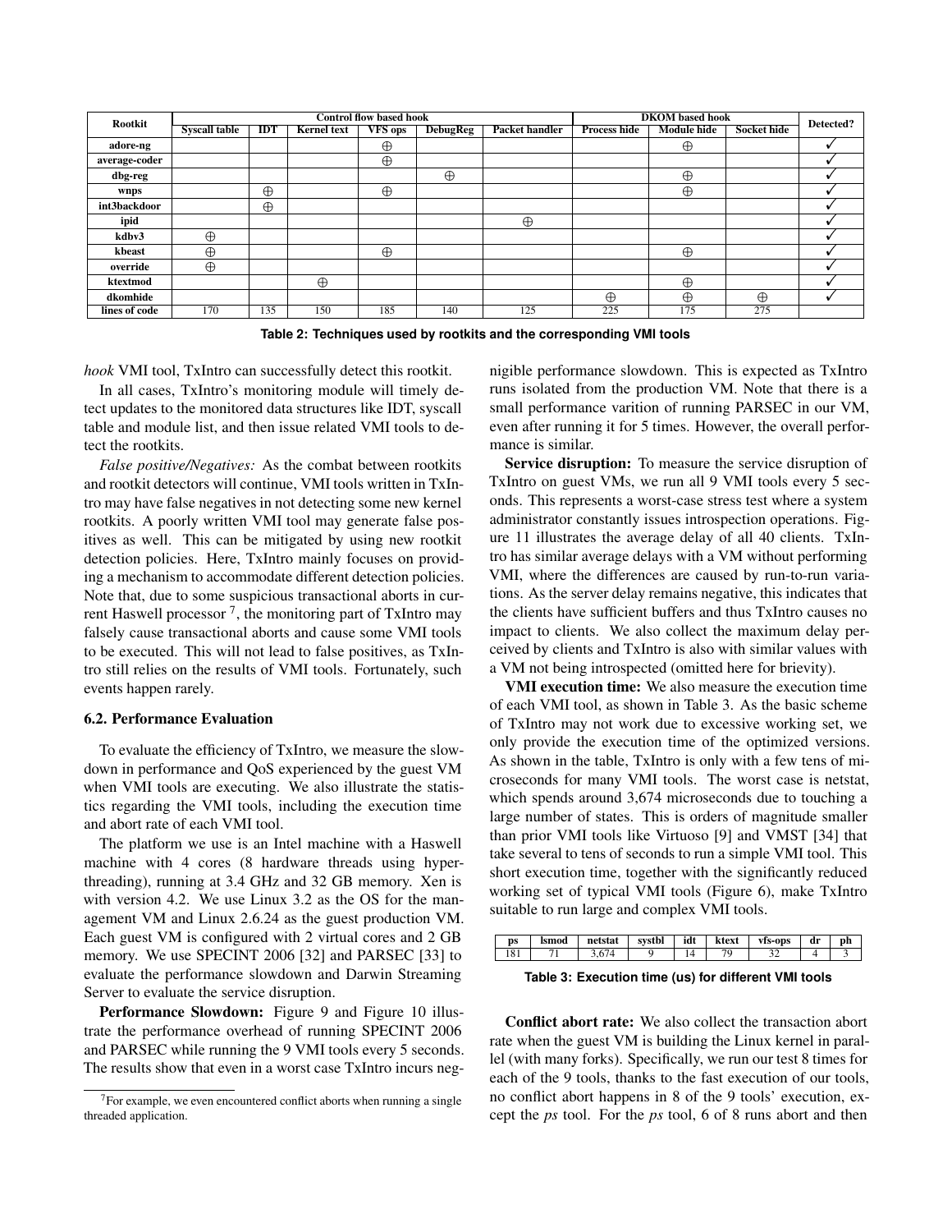| Rootkit | Control flow based hook | | | | | | DKOM based hook | | | Detected? |
|---|---|---|---|---|---|---|---|---|---|---|
| | Syscall table | IDT | Kernel text | VFS ops | DebugReg | Packet handler | Process hide | Module hide | Socket hide | |
| adore-ng | | | | $\oplus$ | | | | $\oplus$ | | ✓ |
| average-coder | | | | $\oplus$ | | | | | | ✓ |
| dbg-reg | | | | | $\oplus$ | | | $\oplus$ | | ✓ |
| wnps | | $\oplus$ | | $\oplus$ | | | | $\oplus$ | | ✓ |
| int3backdoor | | $\oplus$ | | | | | | | | ✓ |
| ipid | | | | | | $\oplus$ | | | | ✓ |
| kdbv3 | $\oplus$ | | | | | | | | | ✓ |
| kbeast | $\oplus$ | | | $\oplus$ | | | | $\oplus$ | | ✓ |
| override | $\oplus$ | | | | | | | | | ✓ |
| ktextmod | | | $\oplus$ | | | | | $\oplus$ | | ✓ |
| dkomhide | | | | | | | $\oplus$ | $\oplus$ | $\oplus$ | ✓ |
| lines of code | 170 | 135 | 150 | 185 | 140 | 125 | 225 | 175 | 275 | |

**Table 2: Techniques used by rootkits and the corresponding VMI tools**

*hook* VMI tool, TxIntro can successfully detect this rootkit.

In all cases, TxIntro's monitoring module will timely detect updates to the monitored data structures like IDT, syscall table and module list, and then issue related VMI tools to detect the rootkits.

*False positive/Negatives:* As the combat between rootkits and rootkit detectors will continue, VMI tools written in TxIntro may have false negatives in not detecting some new kernel rootkits. A poorly written VMI tool may generate false positives as well. This can be mitigated by using new rootkit detection policies. Here, TxIntro mainly focuses on providing a mechanism to accommodate different detection policies. Note that, due to some suspicious transactional aborts in current Haswell processor [7], the monitoring part of TxIntro may falsely cause transactional aborts and cause some VMI tools to be executed. This will not lead to false positives, as TxIntro still relies on the results of VMI tools. Fortunately, such events happen rarely.

### 6.2. Performance Evaluation

To evaluate the efficiency of TxIntro, we measure the slowdown in performance and QoS experienced by the guest VM when VMI tools are executing. We also illustrate the statistics regarding the VMI tools, including the execution time and abort rate of each VMI tool.

The platform we use is an Intel machine with a Haswell machine with 4 cores (8 hardware threads using hyperthreading), running at 3.4 GHz and 32 GB memory. Xen is with version 4.2. We use Linux 3.2 as the OS for the management VM and Linux 2.6.24 as the guest production VM. Each guest VM is configured with 2 virtual cores and 2 GB memory. We use SPECINT 2006 [32] and PARSEC [33] to evaluate the performance slowdown and Darwin Streaming Server to evaluate the service disruption.

**Performance Slowdown:** Figure 9 and Figure 10 illustrate the performance overhead of running SPECINT 2006 and PARSEC while running the 9 VMI tools every 5 seconds. The results show that even in a worst case TxIntro incurs negnigible performance slowdown. This is expected as TxIntro runs isolated from the production VM. Note that there is a small performance varition of running PARSEC in our VM, even after running it for 5 times. However, the overall performance is similar.

**Service disruption:** To measure the service disruption of TxIntro on guest VMs, we run all 9 VMI tools every 5 seconds. This represents a worst-case stress test where a system administrator constantly issues introspection operations. Figure 11 illustrates the average delay of all 40 clients. TxIntro has similar average delays with a VM without performing VMI, where the differences are caused by run-to-run variations. As the server delay remains negative, this indicates that the clients have sufficient buffers and thus TxIntro causes no impact to clients. We also collect the maximum delay perceived by clients and TxIntro is also with similar values with a VM not being introspected (omitted here for brievity).

**VMI execution time:** We also measure the execution time of each VMI tool, as shown in Table 3. As the basic scheme of TxIntro may not work due to excessive working set, we only provide the execution time of the optimized versions. As shown in the table, TxIntro is only with a few tens of microseconds for many VMI tools. The worst case is netstat, which spends around 3,674 microseconds due to touching a large number of states. This is orders of magnitude smaller than prior VMI tools like Virtuoso [9] and VMST [34] that take several to tens of seconds to run a simple VMI tool. This short execution time, together with the significantly reduced working set of typical VMI tools (Figure 6), make TxIntro suitable to run large and complex VMI tools.

| ps | lsmod | netstat | systbl | idt | ktext | vfs-ops | dr | ph |
|---|---|---|---|---|---|---|---|---|
| 181 | 71 | 3,674 | 9 | 14 | 79 | 32 | 4 | 3 |

**Table 3: Execution time (us) for different VMI tools**

**Conflict abort rate:** We also collect the transaction abort rate when the guest VM is building the Linux kernel in parallel (with many forks). Specifically, we run our test 8 times for each of the 9 tools, thanks to the fast execution of our tools, no conflict abort happens in 8 of the 9 tools' execution, except the *ps* tool. For the *ps* tool, 6 of 8 runs abort and then

[7] For example, we even encountered conflict aborts when running a single threaded application.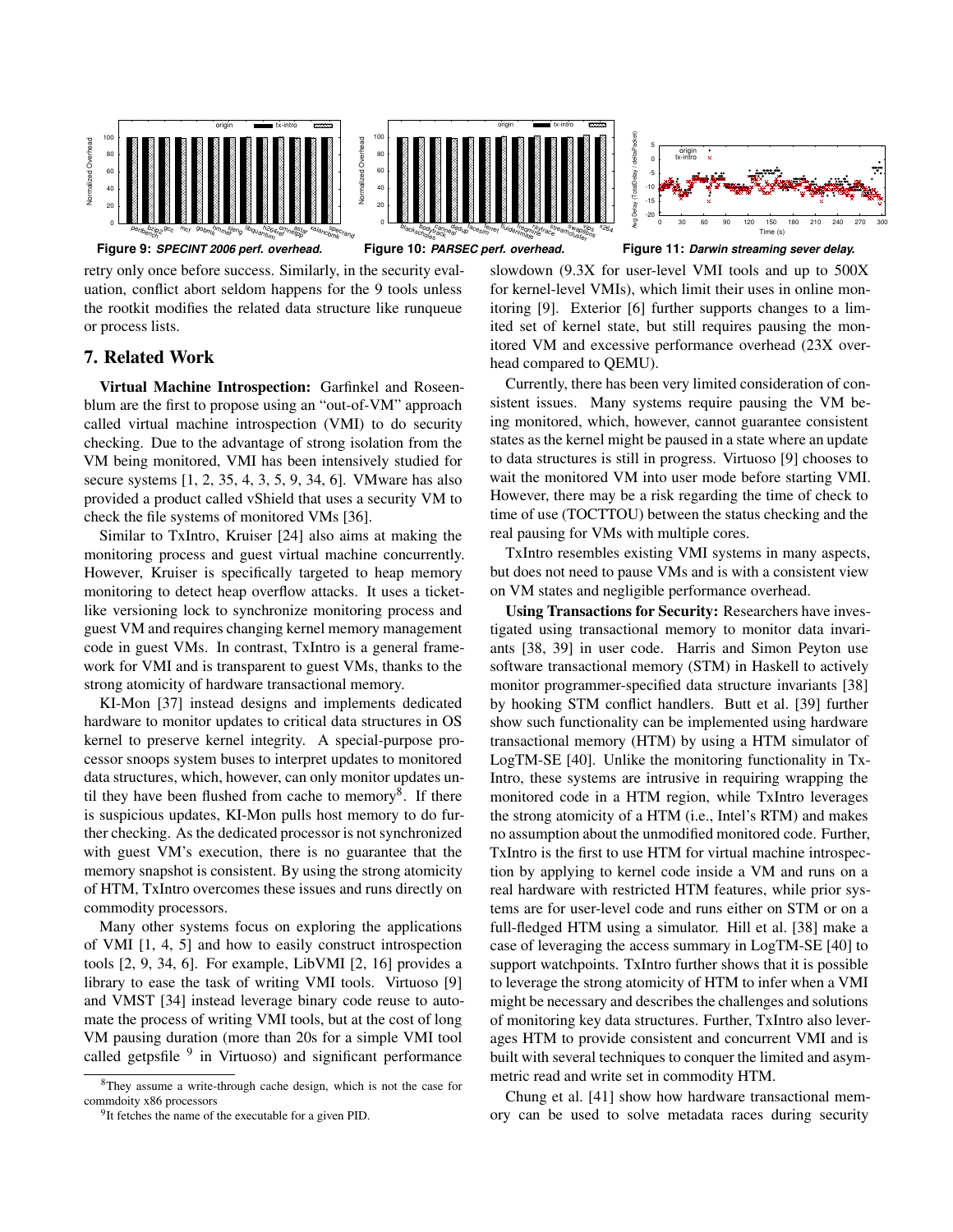**Figure 9:** *SPECINT 2006 perf. overhead.*

**Figure 10:** *PARSEC perf. overhead.*

**Figure 11:** *Darwin streaming sever delay.*

retry only once before success. Similarly, in the security evaluation, conflict abort seldom happens for the 9 tools unless the rootkit modifies the related data structure like runqueue or process lists.

## 7. Related Work

**Virtual Machine Introspection:** Garfinkel and Roseenblum are the first to propose using an "out-of-VM" approach called virtual machine introspection (VMI) to do security checking. Due to the advantage of strong isolation from the VM being monitored, VMI has been intensively studied for secure systems [1, 2, 35, 4, 3, 5, 9, 34, 6]. VMware has also provided a product called vShield that uses a security VM to check the file systems of monitored VMs [36].

Similar to TxIntro, Kruiser [24] also aims at making the monitoring process and guest virtual machine concurrently. However, Kruiser is specifically targeted to heap memory monitoring to detect heap overflow attacks. It uses a ticket-like versioning lock to synchronize monitoring process and guest VM and requires changing kernel memory management code in guest VMs. In contrast, TxIntro is a general framework for VMI and is transparent to guest VMs, thanks to the strong atomicity of hardware transactional memory.

KI-Mon [37] instead designs and implements dedicated hardware to monitor updates to critical data structures in OS kernel to preserve kernel integrity. A special-purpose processor snoops system buses to interpret updates to monitored data structures, which, however, can only monitor updates until they have been flushed from cache to memory[8]. If there is suspicious updates, KI-Mon pulls host memory to do further checking. As the dedicated processor is not synchronized with guest VM's execution, there is no guarantee that the memory snapshot is consistent. By using the strong atomicity of HTM, TxIntro overcomes these issues and runs directly on commodity processors.

Many other systems focus on exploring the applications of VMI [1, 4, 5] and how to easily construct introspection tools [2, 9, 34, 6]. For example, LibVMI [2, 16] provides a library to ease the task of writing VMI tools. Virtuoso [9] and VMST [34] instead leverage binary code reuse to automate the process of writing VMI tools, but at the cost of long VM pausing duration (more than 20s for a simple VMI tool called getpsfile [9] in Virtuoso) and significant performance slowdown (9.3X for user-level VMI tools and up to 500X for kernel-level VMIs), which limit their uses in online monitoring [9]. Exterior [6] further supports changes to a limited set of kernel state, but still requires pausing the monitored VM and excessive performance overhead (23X overhead compared to QEMU).

Currently, there has been very limited consideration of consistent issues. Many systems require pausing the VM being monitored, which, however, cannot guarantee consistent states as the kernel might be paused in a state where an update to data structures is still in progress. Virtuoso [9] chooses to wait the monitored VM into user mode before starting VMI. However, there may be a risk regarding the time of check to time of use (TOCTTOU) between the status checking and the real pausing for VMs with multiple cores.

TxIntro resembles existing VMI systems in many aspects, but does not need to pause VMs and is with a consistent view on VM states and negligible performance overhead.

**Using Transactions for Security:** Researchers have investigated using transactional memory to monitor data invariants [38, 39] in user code. Harris and Simon Peyton use software transactional memory (STM) in Haskell to actively monitor programmer-specified data structure invariants [38] by hooking STM conflict handlers. Butt et al. [39] further show such functionality can be implemented using hardware transactional memory (HTM) by using a HTM simulator of LogTM-SE [40]. Unlike the monitoring functionality in TxIntro, these systems are intrusive in requiring wrapping the monitored code in a HTM region, while TxIntro leverages the strong atomicity of a HTM (i.e., Intel's RTM) and makes no assumption about the unmodified monitored code. Further, TxIntro is the first to use HTM for virtual machine introspection by applying to kernel code inside a VM and runs on a real hardware with restricted HTM features, while prior systems are for user-level code and runs either on STM or on a full-fledged HTM using a simulator. Hill et al. [38] make a case of leveraging the access summary in LogTM-SE [40] to support watchpoints. TxIntro further shows that it is possible to leverage the strong atomicity of HTM to infer when a VMI might be necessary and describes the challenges and solutions of monitoring key data structures. Further, TxIntro also leverages HTM to provide consistent and concurrent VMI and is built with several techniques to conquer the limited and asymmetric read and write set in commodity HTM.

Chung et al. [41] show how hardware transactional memory can be used to solve metadata races during security

[8] They assume a write-through cache design, which is not the case for commdoity x86 processors

[9] It fetches the name of the executable for a given PID.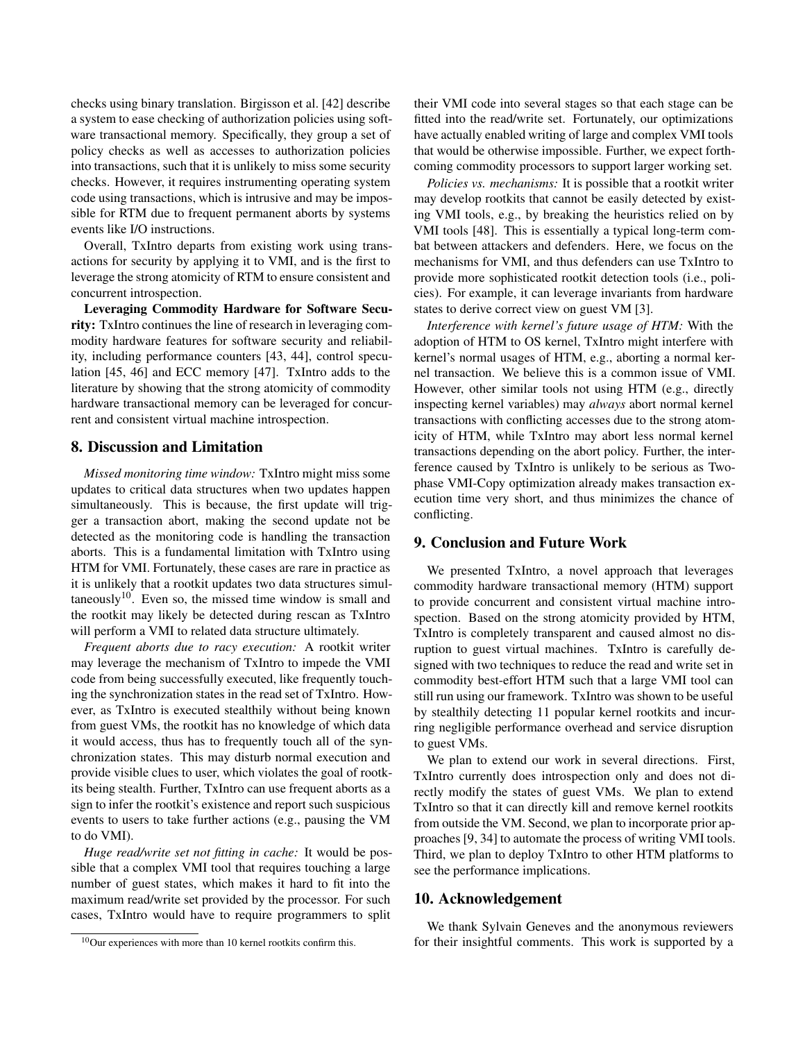checks using binary translation. Birgisson et al. [42] describe a system to ease checking of authorization policies using software transactional memory. Specifically, they group a set of policy checks as well as accesses to authorization policies into transactions, such that it is unlikely to miss some security checks. However, it requires instrumenting operating system code using transactions, which is intrusive and may be impossible for RTM due to frequent permanent aborts by systems events like I/O instructions.

Overall, TxIntro departs from existing work using transactions for security by applying it to VMI, and is the first to leverage the strong atomicity of RTM to ensure consistent and concurrent introspection.

**Leveraging Commodity Hardware for Software Security:** TxIntro continues the line of research in leveraging commodity hardware features for software security and reliability, including performance counters [43, 44], control speculation [45, 46] and ECC memory [47]. TxIntro adds to the literature by showing that the strong atomicity of commodity hardware transactional memory can be leveraged for concurrent and consistent virtual machine introspection.

## 8. Discussion and Limitation

*Missed monitoring time window:* TxIntro might miss some updates to critical data structures when two updates happen simultaneously. This is because, the first update will trigger a transaction abort, making the second update not be detected as the monitoring code is handling the transaction aborts. This is a fundamental limitation with TxIntro using HTM for VMI. Fortunately, these cases are rare in practice as it is unlikely that a rootkit updates two data structures simultaneously[10]. Even so, the missed time window is small and the rootkit may likely be detected during rescan as TxIntro will perform a VMI to related data structure ultimately.

*Frequent aborts due to racy execution:* A rootkit writer may leverage the mechanism of TxIntro to impede the VMI code from being successfully executed, like frequently touching the synchronization states in the read set of TxIntro. However, as TxIntro is executed stealthily without being known from guest VMs, the rootkit has no knowledge of which data it would access, thus has to frequently touch all of the synchronization states. This may disturb normal execution and provide visible clues to user, which violates the goal of rootkits being stealth. Further, TxIntro can use frequent aborts as a sign to infer the rootkit's existence and report such suspicious events to users to take further actions (e.g., pausing the VM to do VMI).

*Huge read/write set not fitting in cache:* It would be possible that a complex VMI tool that requires touching a large number of guest states, which makes it hard to fit into the maximum read/write set provided by the processor. For such cases, TxIntro would have to require programmers to split their VMI code into several stages so that each stage can be fitted into the read/write set. Fortunately, our optimizations have actually enabled writing of large and complex VMI tools that would be otherwise impossible. Further, we expect forthcoming commodity processors to support larger working set.

*Policies vs. mechanisms:* It is possible that a rootkit writer may develop rootkits that cannot be easily detected by existing VMI tools, e.g., by breaking the heuristics relied on by VMI tools [48]. This is essentially a typical long-term combat between attackers and defenders. Here, we focus on the mechanisms for VMI, and thus defenders can use TxIntro to provide more sophisticated rootkit detection tools (i.e., policies). For example, it can leverage invariants from hardware states to derive correct view on guest VM [3].

*Interference with kernel's future usage of HTM:* With the adoption of HTM to OS kernel, TxIntro might interfere with kernel's normal usages of HTM, e.g., aborting a normal kernel transaction. We believe this is a common issue of VMI. However, other similar tools not using HTM (e.g., directly inspecting kernel variables) may *always* abort normal kernel transactions with conflicting accesses due to the strong atomicity of HTM, while TxIntro may abort less normal kernel transactions depending on the abort policy. Further, the interference caused by TxIntro is unlikely to be serious as Two-phase VMI-Copy optimization already makes transaction execution time very short, and thus minimizes the chance of conflicting.

## 9. Conclusion and Future Work

We presented TxIntro, a novel approach that leverages commodity hardware transactional memory (HTM) support to provide concurrent and consistent virtual machine introspection. Based on the strong atomicity provided by HTM, TxIntro is completely transparent and caused almost no disruption to guest virtual machines. TxIntro is carefully designed with two techniques to reduce the read and write set in commodity best-effort HTM such that a large VMI tool can still run using our framework. TxIntro was shown to be useful by stealthily detecting 11 popular kernel rootkits and incurring negligible performance overhead and service disruption to guest VMs.

We plan to extend our work in several directions. First, TxIntro currently does introspection only and does not directly modify the states of guest VMs. We plan to extend TxIntro so that it can directly kill and remove kernel rootkits from outside the VM. Second, we plan to incorporate prior approaches [9, 34] to automate the process of writing VMI tools. Third, we plan to deploy TxIntro to other HTM platforms to see the performance implications.

## 10. Acknowledgement

We thank Sylvain Geneves and the anonymous reviewers for their insightful comments. This work is supported by a

[10] Our experiences with more than 10 kernel rootkits confirm this.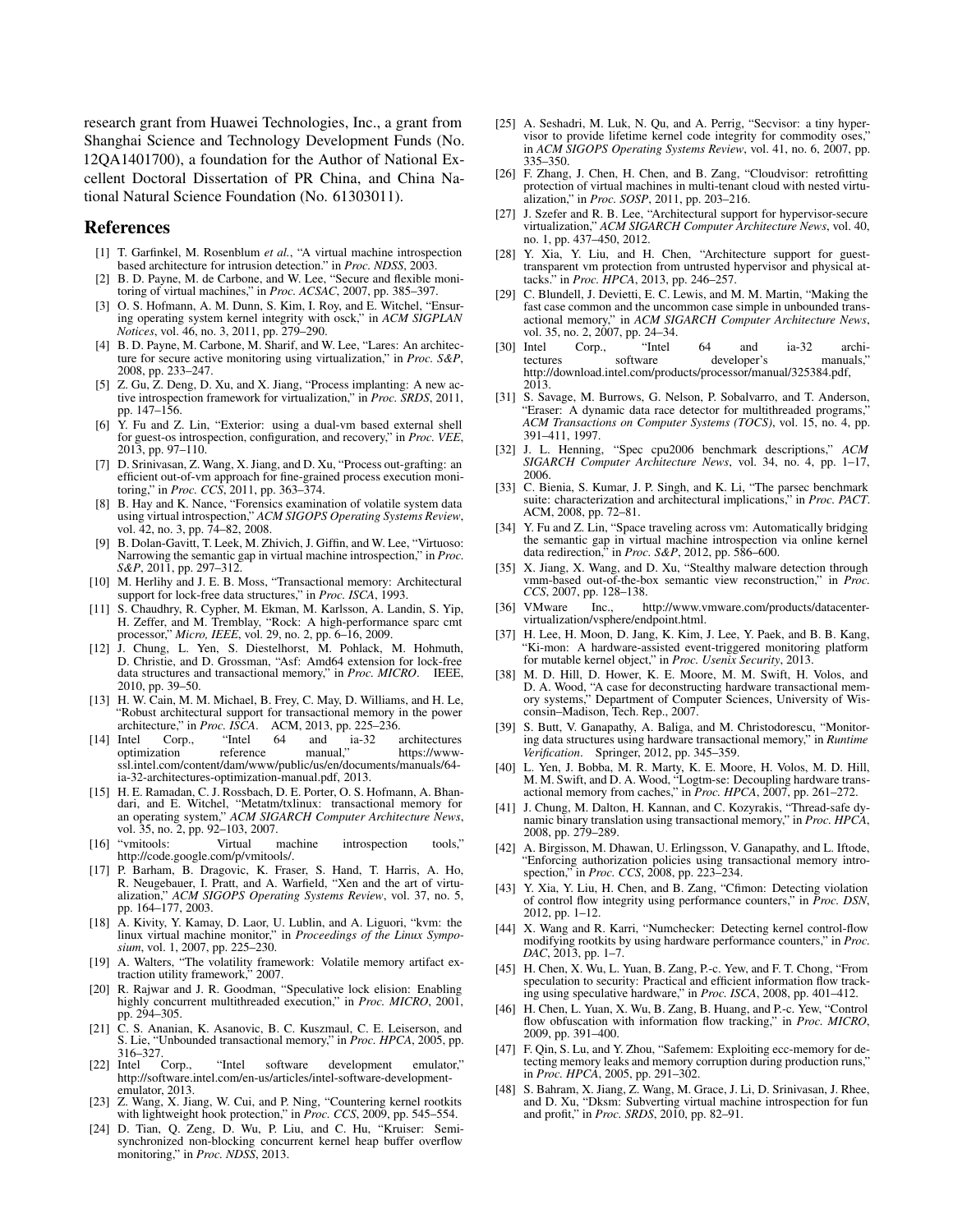research grant from Huawei Technologies, Inc., a grant from Shanghai Science and Technology Development Funds (No. 12QA1401700), a foundation for the Author of National Excellent Doctoral Dissertation of PR China, and China National Natural Science Foundation (No. 61303011).

## References

[1] T. Garfinkel, M. Rosenblum *et al.*, "A virtual machine introspection based architecture for intrusion detection." in *Proc. NDSS*, 2003.

[2] B. D. Payne, M. de Carbone, and W. Lee, "Secure and flexible monitoring of virtual machines," in *Proc. ACSAC*, 2007, pp. 385–397.

[3] O. S. Hofmann, A. M. Dunn, S. Kim, I. Roy, and E. Witchel, "Ensuring operating system kernel integrity with osck," in *ACM SIGPLAN Notices*, vol. 46, no. 3, 2011, pp. 279–290.

[4] B. D. Payne, M. Carbone, M. Sharif, and W. Lee, "Lares: An architecture for secure active monitoring using virtualization," in *Proc. S&P*, 2008, pp. 233–247.

[5] Z. Gu, Z. Deng, D. Xu, and X. Jiang, "Process implanting: A new active introspection framework for virtualization," in *Proc. SRDS*, 2011, pp. 147–156.

[6] Y. Fu and Z. Lin, "Exterior: using a dual-vm based external shell for guest-os introspection, configuration, and recovery," in *Proc. VEE*, 2013, pp. 97–110.

[7] D. Srinivasan, Z. Wang, X. Jiang, and D. Xu, "Process out-grafting: an efficient out-of-vm approach for fine-grained process execution monitoring," in *Proc. CCS*, 2011, pp. 363–374.

[8] B. Hay and K. Nance, "Forensics examination of volatile system data using virtual introspection," *ACM SIGOPS Operating Systems Review*, vol. 42, no. 3, pp. 74–82, 2008.

[9] B. Dolan-Gavitt, T. Leek, M. Zhivich, J. Giffin, and W. Lee, "Virtuoso: Narrowing the semantic gap in virtual machine introspection," in *Proc. S&P*, 2011, pp. 297–312.

[10] M. Herlihy and J. E. B. Moss, "Transactional memory: Architectural support for lock-free data structures," in *Proc. ISCA*, 1993.

[11] S. Chaudhry, R. Cypher, M. Ekman, M. Karlsson, A. Landin, S. Yip, H. Zeffer, and M. Tremblay, "Rock: A high-performance sparc cmt processor," *Micro, IEEE*, vol. 29, no. 2, pp. 6–16, 2009.

[12] J. Chung, L. Yen, S. Diestelhorst, M. Pohlack, M. Hohmuth, D. Christie, and D. Grossman, "Asf: Amd64 extension for lock-free data structures and transactional memory," in *Proc. MICRO*. IEEE, 2010, pp. 39–50.

[13] H. W. Cain, M. M. Michael, B. Frey, C. May, D. Williams, and H. Le, "Robust architectural support for transactional memory in the power architecture," in *Proc. ISCA*. ACM, 2013, pp. 225–236.

[14] Intel Corp., "Intel 64 and ia-32 architectures optimization reference manual," https://www-ssl.intel.com/content/dam/www/public/us/en/documents/manuals/64-ia-32-architectures-optimization-manual.pdf, 2013.

[15] H. E. Ramadan, C. J. Rossbach, D. E. Porter, O. S. Hofmann, A. Bhandari, and E. Witchel, "Metatm/txlinux: transactional memory for an operating system," *ACM SIGARCH Computer Architecture News*, vol. 35, no. 2, pp. 92–103, 2007.

[16] "vmitools: Virtual machine introspection tools," http://code.google.com/p/vmitools/.

[17] P. Barham, B. Dragovic, K. Fraser, S. Hand, T. Harris, A. Ho, R. Neugebauer, I. Pratt, and A. Warfield, "Xen and the art of virtualization," *ACM SIGOPS Operating Systems Review*, vol. 37, no. 5, pp. 164–177, 2003.

[18] A. Kivity, Y. Kamay, D. Laor, U. Lublin, and A. Liguori, "kvm: the linux virtual machine monitor," in *Proceedings of the Linux Symposium*, vol. 1, 2007, pp. 225–230.

[19] A. Walters, "The volatility framework: Volatile memory artifact extraction utility framework," 2007.

[20] R. Rajwar and J. R. Goodman, "Speculative lock elision: Enabling highly concurrent multithreaded execution," in *Proc. MICRO*, 2001, pp. 294–305.

[21] C. S. Ananian, K. Asanovic, B. C. Kuszmaul, C. E. Leiserson, and S. Lie, "Unbounded transactional memory," in *Proc. HPCA*, 2005, pp. 316–327.

[22] Intel Corp., "Intel software development emulator," http://software.intel.com/en-us/articles/intel-software-development-emulator, 2013.

[23] Z. Wang, X. Jiang, W. Cui, and P. Ning, "Countering kernel rootkits with lightweight hook protection," in *Proc. CCS*, 2009, pp. 545–554.

[24] D. Tian, Q. Zeng, D. Wu, P. Liu, and C. Hu, "Kruiser: Semi-synchronized non-blocking concurrent kernel heap buffer overflow monitoring," in *Proc. NDSS*, 2013.

[25] A. Seshadri, M. Luk, N. Qu, and A. Perrig, "Secvisor: a tiny hypervisor to provide lifetime kernel code integrity for commodity oses," in *ACM SIGOPS Operating Systems Review*, vol. 41, no. 6, 2007, pp. 335–350.

[26] F. Zhang, J. Chen, H. Chen, and B. Zang, "Cloudvisor: retrofitting protection of virtual machines in multi-tenant cloud with nested virtualization," in *Proc. SOSP*, 2011, pp. 203–216.

[27] J. Szefer and R. B. Lee, "Architectural support for hypervisor-secure virtualization," *ACM SIGARCH Computer Architecture News*, vol. 40, no. 1, pp. 437–450, 2012.

[28] Y. Xia, Y. Liu, and H. Chen, "Architecture support for guest-transparent vm protection from untrusted hypervisor and physical attacks." in *Proc. HPCA*, 2013, pp. 246–257.

[29] C. Blundell, J. Devietti, E. C. Lewis, and M. M. Martin, "Making the fast case common and the uncommon case simple in unbounded transactional memory," in *ACM SIGARCH Computer Architecture News*, vol. 35, no. 2, 2007, pp. 24–34.

[30] Intel Corp., "Intel 64 and ia-32 architectures software developer's manuals," http://download.intel.com/products/processor/manual/325384.pdf, 2013.

[31] S. Savage, M. Burrows, G. Nelson, P. Sobalvarro, and T. Anderson, "Eraser: A dynamic data race detector for multithreaded programs," *ACM Transactions on Computer Systems (TOCS)*, vol. 15, no. 4, pp. 391–411, 1997.

[32] J. L. Henning, "Spec cpu2006 benchmark descriptions," *ACM SIGARCH Computer Architecture News*, vol. 34, no. 4, pp. 1–17, 2006.

[33] C. Bienia, S. Kumar, J. P. Singh, and K. Li, "The parsec benchmark suite: characterization and architectural implications," in *Proc. PACT*. ACM, 2008, pp. 72–81.

[34] Y. Fu and Z. Lin, "Space traveling across vm: Automatically bridging the semantic gap in virtual machine introspection via online kernel data redirection," in *Proc. S&P*, 2012, pp. 586–600.

[35] X. Jiang, X. Wang, and D. Xu, "Stealthy malware detection through vmm-based out-of-the-box semantic view reconstruction," in *Proc. CCS*, 2007, pp. 128–138.

[36] VMware Inc., http://www.vmware.com/products/datacenter-virtualization/vsphere/endpoint.html.

[37] H. Lee, H. Moon, D. Jang, K. Kim, J. Lee, Y. Paek, and B. B. Kang, "Ki-mon: A hardware-assisted event-triggered monitoring platform for mutable kernel object," in *Proc. Usenix Security*, 2013.

[38] M. D. Hill, D. Hower, K. E. Moore, M. M. Swift, H. Volos, and D. A. Wood, "A case for deconstructing hardware transactional memory systems," Department of Computer Sciences, University of Wisconsin–Madison, Tech. Rep., 2007.

[39] S. Butt, V. Ganapathy, A. Baliga, and M. Christodorescu, "Monitoring data structures using hardware transactional memory," in *Runtime Verification*. Springer, 2012, pp. 345–359.

[40] L. Yen, J. Bobba, M. R. Marty, K. E. Moore, H. Volos, M. D. Hill, M. M. Swift, and D. A. Wood, "Logtm-se: Decoupling hardware transactional memory from caches," in *Proc. HPCA*, 2007, pp. 261–272.

[41] J. Chung, M. Dalton, H. Kannan, and C. Kozyrakis, "Thread-safe dynamic binary translation using transactional memory," in *Proc. HPCA*, 2008, pp. 279–289.

[42] A. Birgisson, M. Dhawan, U. Erlingsson, V. Ganapathy, and L. Iftode, "Enforcing authorization policies using transactional memory introspection," in *Proc. CCS*, 2008, pp. 223–234.

[43] Y. Xia, Y. Liu, H. Chen, and B. Zang, "Cfimon: Detecting violation of control flow integrity using performance counters," in *Proc. DSN*, 2012, pp. 1–12.

[44] X. Wang and R. Karri, "Numchecker: Detecting kernel control-flow modifying rootkits by using hardware performance counters," in *Proc. DAC*, 2013, pp. 1–7.

[45] H. Chen, X. Wu, L. Yuan, B. Zang, P.-c. Yew, and F. T. Chong, "From speculation to security: Practical and efficient information flow tracking using speculative hardware," in *Proc. ISCA*, 2008, pp. 401–412.

[46] H. Chen, L. Yuan, X. Wu, B. Zang, B. Huang, and P.-c. Yew, "Control flow obfuscation with information flow tracking," in *Proc. MICRO*, 2009, pp. 391–400.

[47] F. Qin, S. Lu, and Y. Zhou, "Safemem: Exploiting ecc-memory for detecting memory leaks and memory corruption during production runs," in *Proc. HPCA*, 2005, pp. 291–302.

[48] S. Bahram, X. Jiang, Z. Wang, M. Grace, J. Li, D. Srinivasan, J. Rhee, and D. Xu, "Dksm: Subverting virtual machine introspection for fun and profit," in *Proc. SRDS*, 2010, pp. 82–91.